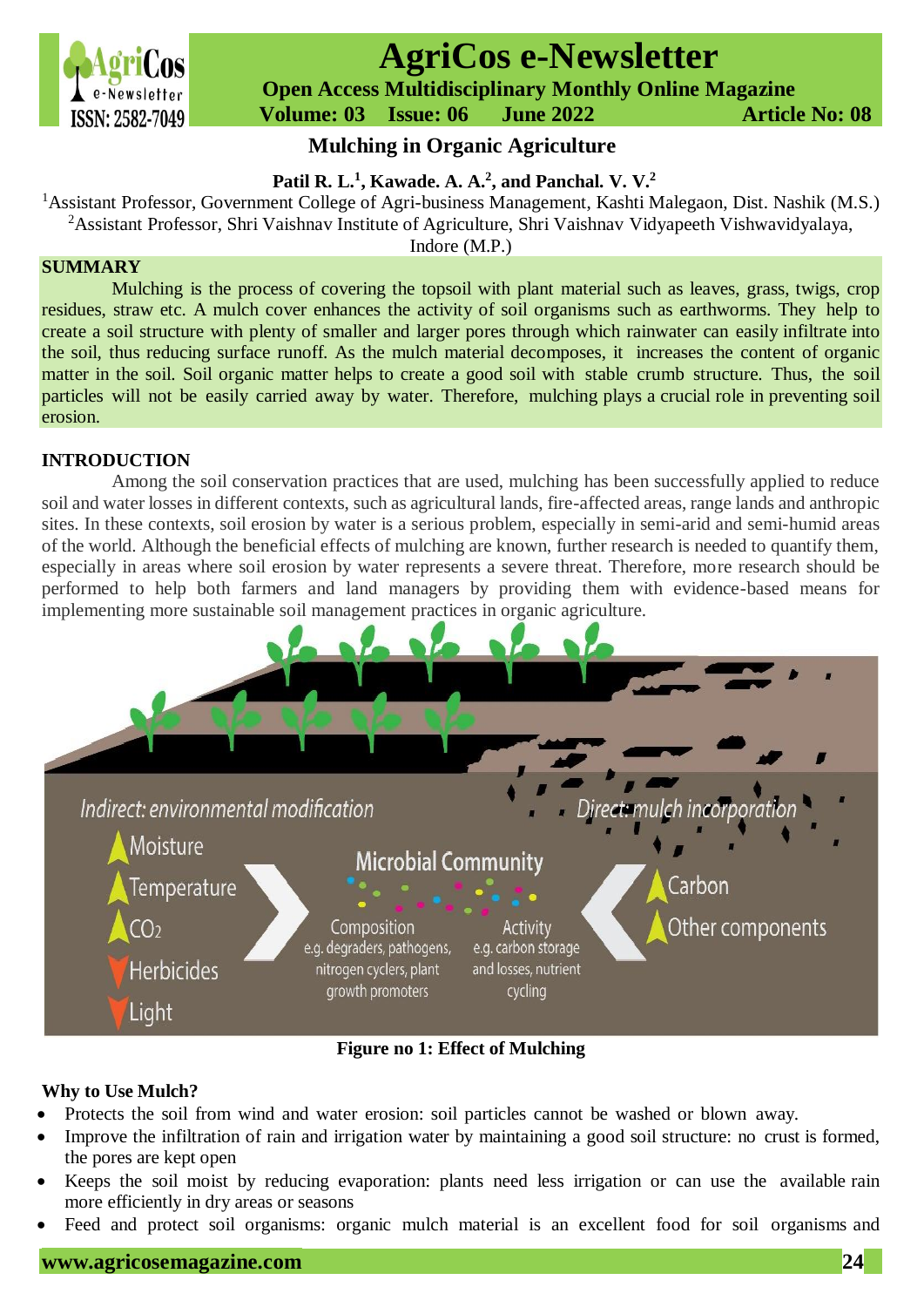# AgriCos e-Newsletter

**Open Access Multidisciplinary Monthly Online Magazine**

**Volume: 03 Issue: 06 June 2022 Article No: 08**

## Mulching in Organic Agriculture

**Patil R. L.[1], Kawade. A. A.[2], and Panchal. V. V.[2]**

[1]Assistant Professor, Government College of Agri-business Management, Kashti Malegaon, Dist. Nashik (M.S.)
[2]Assistant Professor, Shri Vaishnav Institute of Agriculture, Shri Vaishnav Vidyapeeth Vishwavidyalaya, Indore (M.P.)

### SUMMARY

Mulching is the process of covering the topsoil with plant material such as leaves, grass, twigs, crop residues, straw etc. A mulch cover enhances the activity of soil organisms such as earthworms. They help to create a soil structure with plenty of smaller and larger pores through which rainwater can easily infiltrate into the soil, thus reducing surface runoff. As the mulch material decomposes, it increases the content of organic matter in the soil. Soil organic matter helps to create a good soil with stable crumb structure. Thus, the soil particles will not be easily carried away by water. Therefore, mulching plays a crucial role in preventing soil erosion.

### INTRODUCTION

Among the soil conservation practices that are used, mulching has been successfully applied to reduce soil and water losses in different contexts, such as agricultural lands, fire-affected areas, range lands and anthropic sites. In these contexts, soil erosion by water is a serious problem, especially in semi-arid and semi-humid areas of the world. Although the beneficial effects of mulching are known, further research is needed to quantify them, especially in areas where soil erosion by water represents a severe threat. Therefore, more research should be performed to help both farmers and land managers by providing them with evidence-based means for implementing more sustainable soil management practices in organic agriculture.

**Figure no 1: Effect of Mulching**

### Why to Use Mulch?

- Protects the soil from wind and water erosion: soil particles cannot be washed or blown away.
- Improve the infiltration of rain and irrigation water by maintaining a good soil structure: no crust is formed, the pores are kept open
- Keeps the soil moist by reducing evaporation: plants need less irrigation or can use the available rain more efficiently in dry areas or seasons
- Feed and protect soil organisms: organic mulch material is an excellent food for soil organisms and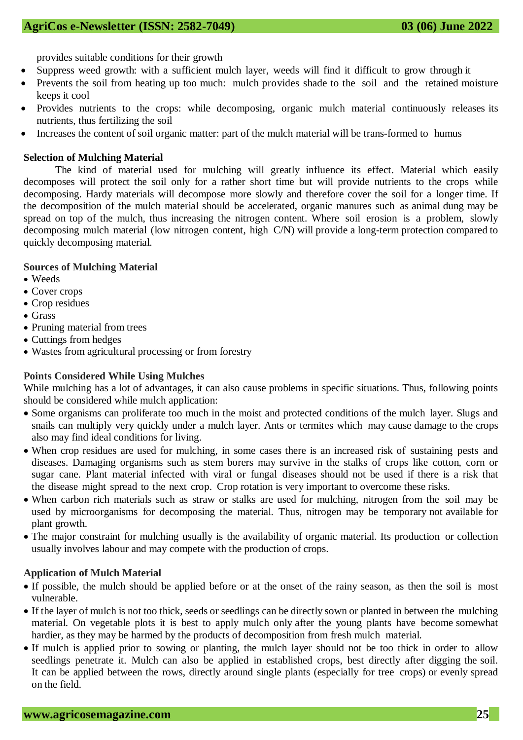provides suitable conditions for their growth

- Suppress weed growth: with a sufficient mulch layer, weeds will find it difficult to grow through it
- Prevents the soil from heating up too much: mulch provides shade to the soil and the retained moisture keeps it cool
- Provides nutrients to the crops: while decomposing, organic mulch material continuously releases its nutrients, thus fertilizing the soil
- Increases the content of soil organic matter: part of the mulch material will be trans-formed to humus

**Selection of Mulching Material**

The kind of material used for mulching will greatly influence its effect. Material which easily decomposes will protect the soil only for a rather short time but will provide nutrients to the crops while decomposing. Hardy materials will decompose more slowly and therefore cover the soil for a longer time. If the decomposition of the mulch material should be accelerated, organic manures such as animal dung may be spread on top of the mulch, thus increasing the nitrogen content. Where soil erosion is a problem, slowly decomposing mulch material (low nitrogen content, high C/N) will provide a long-term protection compared to quickly decomposing material.

**Sources of Mulching Material**

- Weeds
- Cover crops
- Crop residues
- Grass
- Pruning material from trees
- Cuttings from hedges
- Wastes from agricultural processing or from forestry

**Points Considered While Using Mulches**

While mulching has a lot of advantages, it can also cause problems in specific situations. Thus, following points should be considered while mulch application:

- Some organisms can proliferate too much in the moist and protected conditions of the mulch layer. Slugs and snails can multiply very quickly under a mulch layer. Ants or termites which may cause damage to the crops also may find ideal conditions for living.
- When crop residues are used for mulching, in some cases there is an increased risk of sustaining pests and diseases. Damaging organisms such as stem borers may survive in the stalks of crops like cotton, corn or sugar cane. Plant material infected with viral or fungal diseases should not be used if there is a risk that the disease might spread to the next crop. Crop rotation is very important to overcome these risks.
- When carbon rich materials such as straw or stalks are used for mulching, nitrogen from the soil may be used by microorganisms for decomposing the material. Thus, nitrogen may be temporary not available for plant growth.
- The major constraint for mulching usually is the availability of organic material. Its production or collection usually involves labour and may compete with the production of crops.

**Application of Mulch Material**

- If possible, the mulch should be applied before or at the onset of the rainy season, as then the soil is most vulnerable.
- If the layer of mulch is not too thick, seeds or seedlings can be directly sown or planted in between the mulching material. On vegetable plots it is best to apply mulch only after the young plants have become somewhat hardier, as they may be harmed by the products of decomposition from fresh mulch material.
- If mulch is applied prior to sowing or planting, the mulch layer should not be too thick in order to allow seedlings penetrate it. Mulch can also be applied in established crops, best directly after digging the soil. It can be applied between the rows, directly around single plants (especially for tree crops) or evenly spread on the field.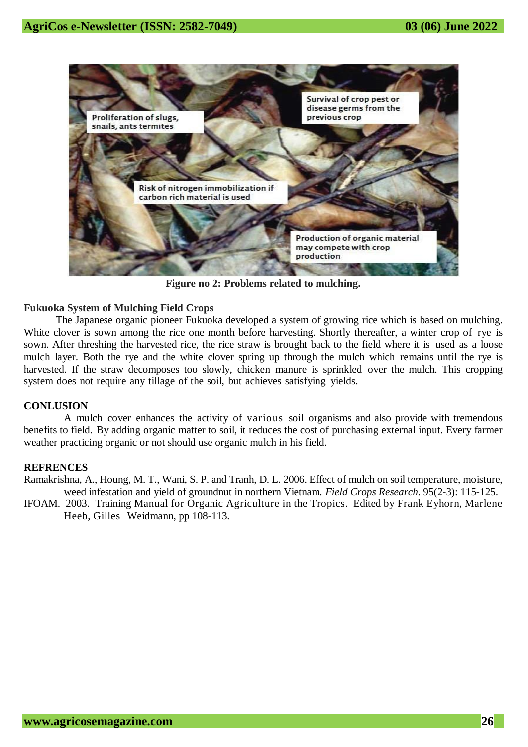Proliferation of slugs, snails, ants termites

Survival of crop pest or disease germs from the previous crop

Risk of nitrogen immobilization if carbon rich material is used

Production of organic material may compete with crop production

**Figure no 2: Problems related to mulching.**

### Fukuoka System of Mulching Field Crops

The Japanese organic pioneer Fukuoka developed a system of growing rice which is based on mulching. White clover is sown among the rice one month before harvesting. Shortly thereafter, a winter crop of rye is sown. After threshing the harvested rice, the rice straw is brought back to the field where it is used as a loose mulch layer. Both the rye and the white clover spring up through the mulch which remains until the rye is harvested. If the straw decomposes too slowly, chicken manure is sprinkled over the mulch. This cropping system does not require any tillage of the soil, but achieves satisfying yields.

## CONLUSION

A mulch cover enhances the activity of various soil organisms and also provide with tremendous benefits to field. By adding organic matter to soil, it reduces the cost of purchasing external input. Every farmer weather practicing organic or not should use organic mulch in his field.

## REFRENCES

Ramakrishna, A., Houng, M. T., Wani, S. P. and Tranh, D. L. 2006. Effect of mulch on soil temperature, moisture, weed infestation and yield of groundnut in northern Vietnam. *Field Crops Research.* 95(2-3): 115-125.

IFOAM. 2003. Training Manual for Organic Agriculture in the Tropics. Edited by Frank Eyhorn, Marlene Heeb, Gilles Weidmann, pp 108-113.